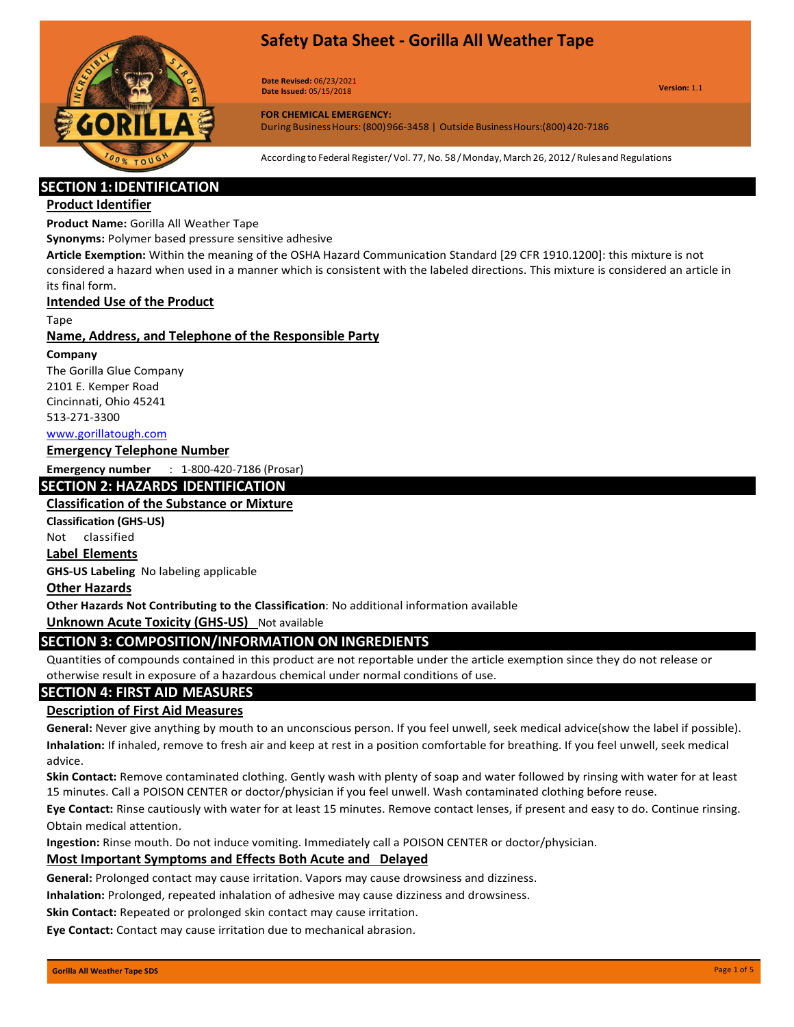# Safety Data Sheet - Gorilla All Weather Tape

**Date Revised:** 06/23/2021
**Date Issued:** 05/15/2018

**Version:** 1.1

**FOR CHEMICAL EMERGENCY:**
During Business Hours: (800) 966-3458 | Outside Business Hours: (800) 420-7186

According to Federal Register / Vol. 77, No. 58 / Monday, March 26, 2012 / Rules and Regulations

## SECTION 1: IDENTIFICATION

### Product Identifier

**Product Name:** Gorilla All Weather Tape

**Synonyms:** Polymer based pressure sensitive adhesive

**Article Exemption:** Within the meaning of the OSHA Hazard Communication Standard [29 CFR 1910.1200]: this mixture is not considered a hazard when used in a manner which is consistent with the labeled directions. This mixture is considered an article in its final form.

### Intended Use of the Product

Tape

### Name, Address, and Telephone of the Responsible Party

**Company**

The Gorilla Glue Company
2101 E. Kemper Road
Cincinnati, Ohio 45241
513-271-3300
www.gorillatough.com

### Emergency Telephone Number

**Emergency number** : 1-800-420-7186 (Prosar)

## SECTION 2: HAZARDS IDENTIFICATION

### Classification of the Substance or Mixture

**Classification (GHS-US)**

Not classified

### Label Elements

**GHS-US Labeling** No labeling applicable

### Other Hazards

**Other Hazards Not Contributing to the Classification**: No additional information available

### Unknown Acute Toxicity (GHS-US)

Not available

## SECTION 3: COMPOSITION/INFORMATION ON INGREDIENTS

Quantities of compounds contained in this product are not reportable under the article exemption since they do not release or otherwise result in exposure of a hazardous chemical under normal conditions of use.

## SECTION 4: FIRST AID MEASURES

### Description of First Aid Measures

**General:** Never give anything by mouth to an unconscious person. If you feel unwell, seek medical advice(show the label if possible).

**Inhalation:** If inhaled, remove to fresh air and keep at rest in a position comfortable for breathing. If you feel unwell, seek medical advice.

**Skin Contact:** Remove contaminated clothing. Gently wash with plenty of soap and water followed by rinsing with water for at least 15 minutes. Call a POISON CENTER or doctor/physician if you feel unwell. Wash contaminated clothing before reuse.

**Eye Contact:** Rinse cautiously with water for at least 15 minutes. Remove contact lenses, if present and easy to do. Continue rinsing. Obtain medical attention.

**Ingestion:** Rinse mouth. Do not induce vomiting. Immediately call a POISON CENTER or doctor/physician.

### Most Important Symptoms and Effects Both Acute and Delayed

**General:** Prolonged contact may cause irritation. Vapors may cause drowsiness and dizziness.

**Inhalation:** Prolonged, repeated inhalation of adhesive may cause dizziness and drowsiness.

**Skin Contact:** Repeated or prolonged skin contact may cause irritation.

**Eye Contact:** Contact may cause irritation due to mechanical abrasion.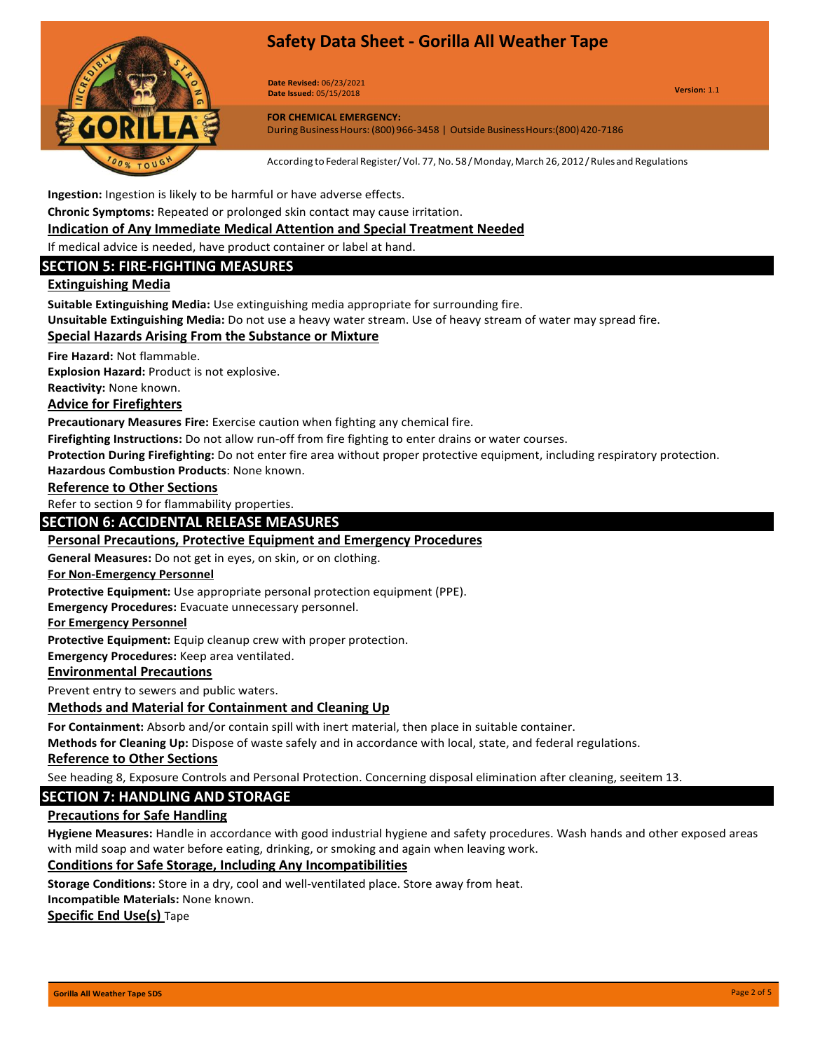**Ingestion:** Ingestion is likely to be harmful or have adverse effects.

**Chronic Symptoms:** Repeated or prolonged skin contact may cause irritation.

### Indication of Any Immediate Medical Attention and Special Treatment Needed

If medical advice is needed, have product container or label at hand.

## SECTION 5: FIRE-FIGHTING MEASURES

### Extinguishing Media

**Suitable Extinguishing Media:** Use extinguishing media appropriate for surrounding fire.

**Unsuitable Extinguishing Media:** Do not use a heavy water stream. Use of heavy stream of water may spread fire.

### Special Hazards Arising From the Substance or Mixture

**Fire Hazard:** Not flammable.

**Explosion Hazard:** Product is not explosive.

**Reactivity:** None known.

### Advice for Firefighters

**Precautionary Measures Fire:** Exercise caution when fighting any chemical fire.

**Firefighting Instructions:** Do not allow run-off from fire fighting to enter drains or water courses.

**Protection During Firefighting:** Do not enter fire area without proper protective equipment, including respiratory protection.

**Hazardous Combustion Products**: None known.

### Reference to Other Sections

Refer to section 9 for flammability properties.

## SECTION 6: ACCIDENTAL RELEASE MEASURES

### Personal Precautions, Protective Equipment and Emergency Procedures

**General Measures:** Do not get in eyes, on skin, or on clothing.

#### For Non-Emergency Personnel

**Protective Equipment:** Use appropriate personal protection equipment (PPE).

**Emergency Procedures:** Evacuate unnecessary personnel.

#### For Emergency Personnel

**Protective Equipment:** Equip cleanup crew with proper protection.

**Emergency Procedures:** Keep area ventilated.

### Environmental Precautions

Prevent entry to sewers and public waters.

### Methods and Material for Containment and Cleaning Up

**For Containment:** Absorb and/or contain spill with inert material, then place in suitable container.

**Methods for Cleaning Up:** Dispose of waste safely and in accordance with local, state, and federal regulations.

### Reference to Other Sections

See heading 8, Exposure Controls and Personal Protection. Concerning disposal elimination after cleaning, seeitem 13.

## SECTION 7: HANDLING AND STORAGE

### Precautions for Safe Handling

**Hygiene Measures:** Handle in accordance with good industrial hygiene and safety procedures. Wash hands and other exposed areas with mild soap and water before eating, drinking, or smoking and again when leaving work.

### Conditions for Safe Storage, Including Any Incompatibilities

**Storage Conditions:** Store in a dry, cool and well-ventilated place. Store away from heat.

**Incompatible Materials:** None known.

### Specific End Use(s)

Tape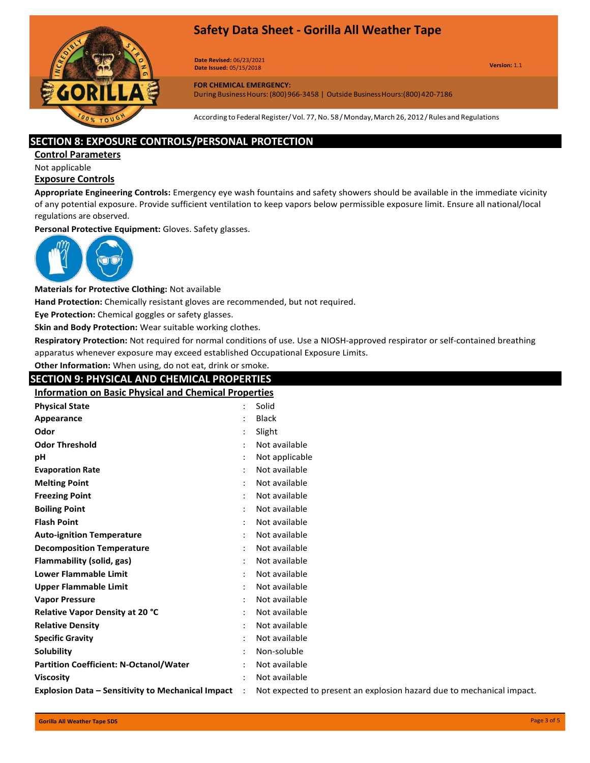## SECTION 8: EXPOSURE CONTROLS/PERSONAL PROTECTION

### Control Parameters

Not applicable

### Exposure Controls

**Appropriate Engineering Controls:** Emergency eye wash fountains and safety showers should be available in the immediate vicinity of any potential exposure. Provide sufficient ventilation to keep vapors below permissible exposure limit. Ensure all national/local regulations are observed.

**Personal Protective Equipment:** Gloves. Safety glasses.

**Materials for Protective Clothing:** Not available

**Hand Protection:** Chemically resistant gloves are recommended, but not required.

**Eye Protection:** Chemical goggles or safety glasses.

**Skin and Body Protection:** Wear suitable working clothes.

**Respiratory Protection:** Not required for normal conditions of use. Use a NIOSH-approved respirator or self-contained breathing apparatus whenever exposure may exceed established Occupational Exposure Limits.

**Other Information:** When using, do not eat, drink or smoke.

## SECTION 9: PHYSICAL AND CHEMICAL PROPERTIES

### Information on Basic Physical and Chemical Properties

| | |
|---|---|
| **Physical State** | Solid |
| **Appearance** | Black |
| **Odor** | Slight |
| **Odor Threshold** | Not available |
| **pH** | Not applicable |
| **Evaporation Rate** | Not available |
| **Melting Point** | Not available |
| **Freezing Point** | Not available |
| **Boiling Point** | Not available |
| **Flash Point** | Not available |
| **Auto-ignition Temperature** | Not available |
| **Decomposition Temperature** | Not available |
| **Flammability (solid, gas)** | Not available |
| **Lower Flammable Limit** | Not available |
| **Upper Flammable Limit** | Not available |
| **Vapor Pressure** | Not available |
| **Relative Vapor Density at 20 °C** | Not available |
| **Relative Density** | Not available |
| **Specific Gravity** | Not available |
| **Solubility** | Non-soluble |
| **Partition Coefficient: N-Octanol/Water** | Not available |
| **Viscosity** | Not available |
| **Explosion Data – Sensitivity to Mechanical Impact** | Not expected to present an explosion hazard due to mechanical impact. |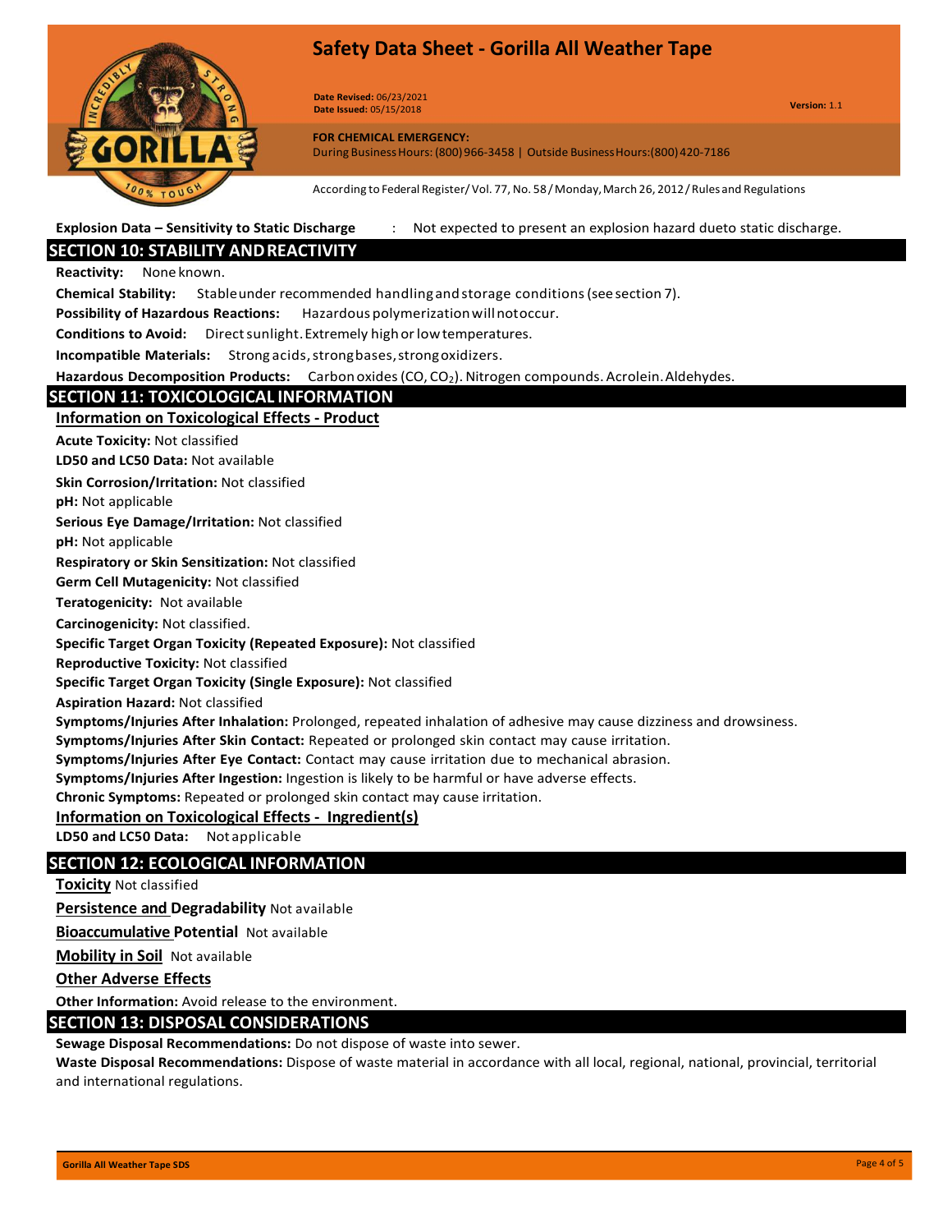**Explosion Data – Sensitivity to Static Discharge** : Not expected to present an explosion hazard dueto static discharge.

## SECTION 10: STABILITY AND REACTIVITY

**Reactivity:** None known.

**Chemical Stability:** Stable under recommended handling and storage conditions (see section 7).

**Possibility of Hazardous Reactions:** Hazardous polymerization will not occur.

**Conditions to Avoid:** Direct sunlight. Extremely high or low temperatures.

**Incompatible Materials:** Strong acids, strong bases, strong oxidizers.

**Hazardous Decomposition Products:** Carbon oxides (CO, $CO_2$). Nitrogen compounds. Acrolein. Aldehydes.

## SECTION 11: TOXICOLOGICAL INFORMATION

### Information on Toxicological Effects - Product

**Acute Toxicity:** Not classified

**LD50 and LC50 Data:** Not available

**Skin Corrosion/Irritation:** Not classified

**pH:** Not applicable

**Serious Eye Damage/Irritation:** Not classified

**pH:** Not applicable

**Respiratory or Skin Sensitization:** Not classified

**Germ Cell Mutagenicity:** Not classified

**Teratogenicity:** Not available

**Carcinogenicity:** Not classified.

**Specific Target Organ Toxicity (Repeated Exposure):** Not classified

**Reproductive Toxicity:** Not classified

**Specific Target Organ Toxicity (Single Exposure):** Not classified

**Aspiration Hazard:** Not classified

**Symptoms/Injuries After Inhalation:** Prolonged, repeated inhalation of adhesive may cause dizziness and drowsiness.

**Symptoms/Injuries After Skin Contact:** Repeated or prolonged skin contact may cause irritation.

**Symptoms/Injuries After Eye Contact:** Contact may cause irritation due to mechanical abrasion.

**Symptoms/Injuries After Ingestion:** Ingestion is likely to be harmful or have adverse effects.

**Chronic Symptoms:** Repeated or prolonged skin contact may cause irritation.

### Information on Toxicological Effects - Ingredient(s)

**LD50 and LC50 Data:** Not applicable

## SECTION 12: ECOLOGICAL INFORMATION

**Toxicity** Not classified

**Persistence and Degradability** Not available

**Bioaccumulative Potential** Not available

**Mobility in Soil** Not available

**Other Adverse Effects**

**Other Information:** Avoid release to the environment.

## SECTION 13: DISPOSAL CONSIDERATIONS

**Sewage Disposal Recommendations:** Do not dispose of waste into sewer.

**Waste Disposal Recommendations:** Dispose of waste material in accordance with all local, regional, national, provincial, territorial and international regulations.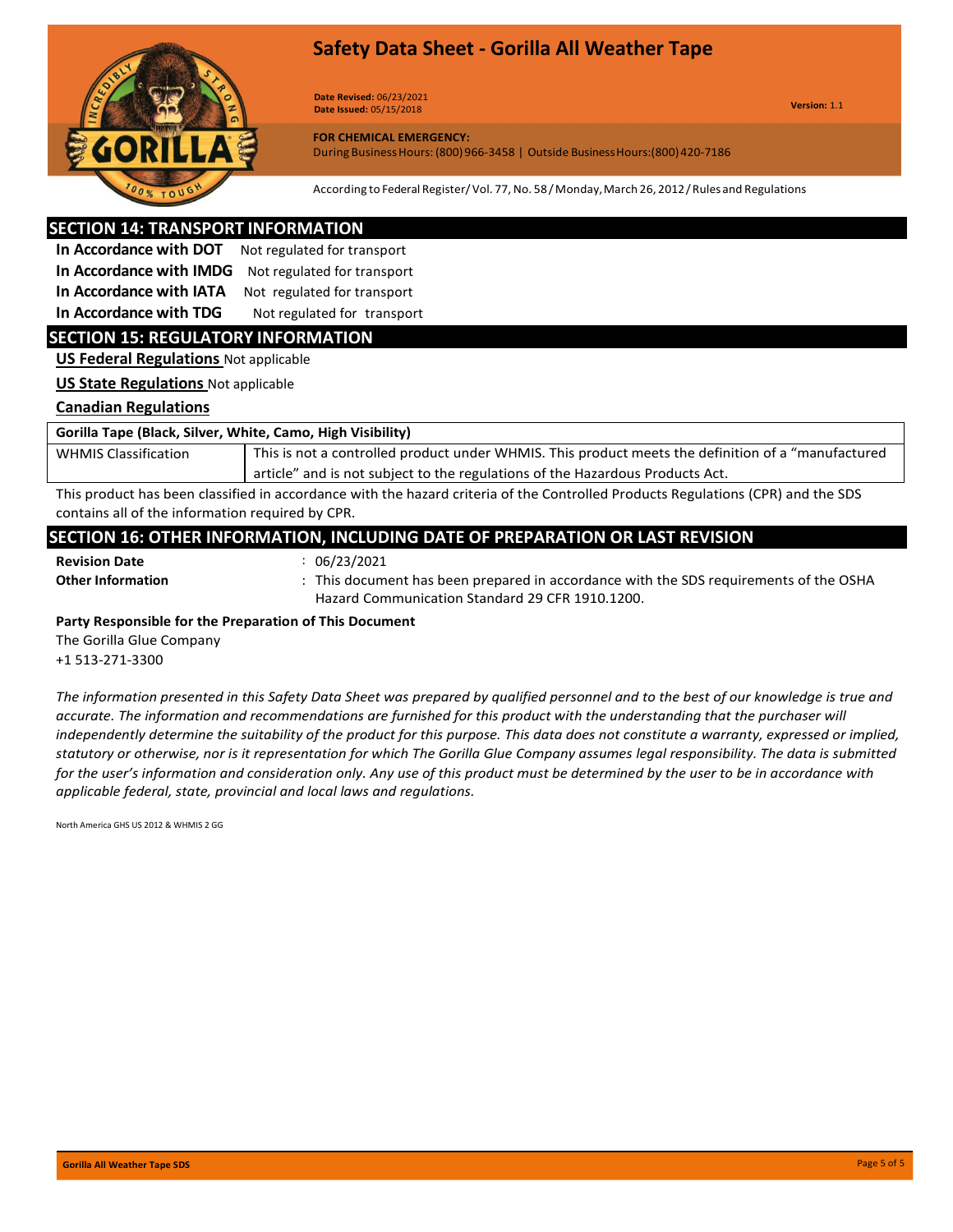## SECTION 14: TRANSPORT INFORMATION

**In Accordance with DOT** Not regulated for transport

**In Accordance with IMDG** Not regulated for transport

**In Accordance with IATA** Not regulated for transport

**In Accordance with TDG** Not regulated for transport

## SECTION 15: REGULATORY INFORMATION

**US Federal Regulations** Not applicable

**US State Regulations** Not applicable

**Canadian Regulations**

| **Gorilla Tape (Black, Silver, White, Camo, High Visibility)** | |
|---|---|
| WHMIS Classification | This is not a controlled product under WHMIS. This product meets the definition of a "manufactured article" and is not subject to the regulations of the Hazardous Products Act. |

This product has been classified in accordance with the hazard criteria of the Controlled Products Regulations (CPR) and the SDS contains all of the information required by CPR.

## SECTION 16: OTHER INFORMATION, INCLUDING DATE OF PREPARATION OR LAST REVISION

**Revision Date** : 06/23/2021

**Other Information** : This document has been prepared in accordance with the SDS requirements of the OSHA Hazard Communication Standard 29 CFR 1910.1200.

**Party Responsible for the Preparation of This Document**

The Gorilla Glue Company
+1 513-271-3300

*The information presented in this Safety Data Sheet was prepared by qualified personnel and to the best of our knowledge is true and accurate. The information and recommendations are furnished for this product with the understanding that the purchaser will independently determine the suitability of the product for this purpose. This data does not constitute a warranty, expressed or implied, statutory or otherwise, nor is it representation for which The Gorilla Glue Company assumes legal responsibility. The data is submitted for the user's information and consideration only. Any use of this product must be determined by the user to be in accordance with applicable federal, state, provincial and local laws and regulations.*

North America GHS US 2012 & WHMIS 2 GG